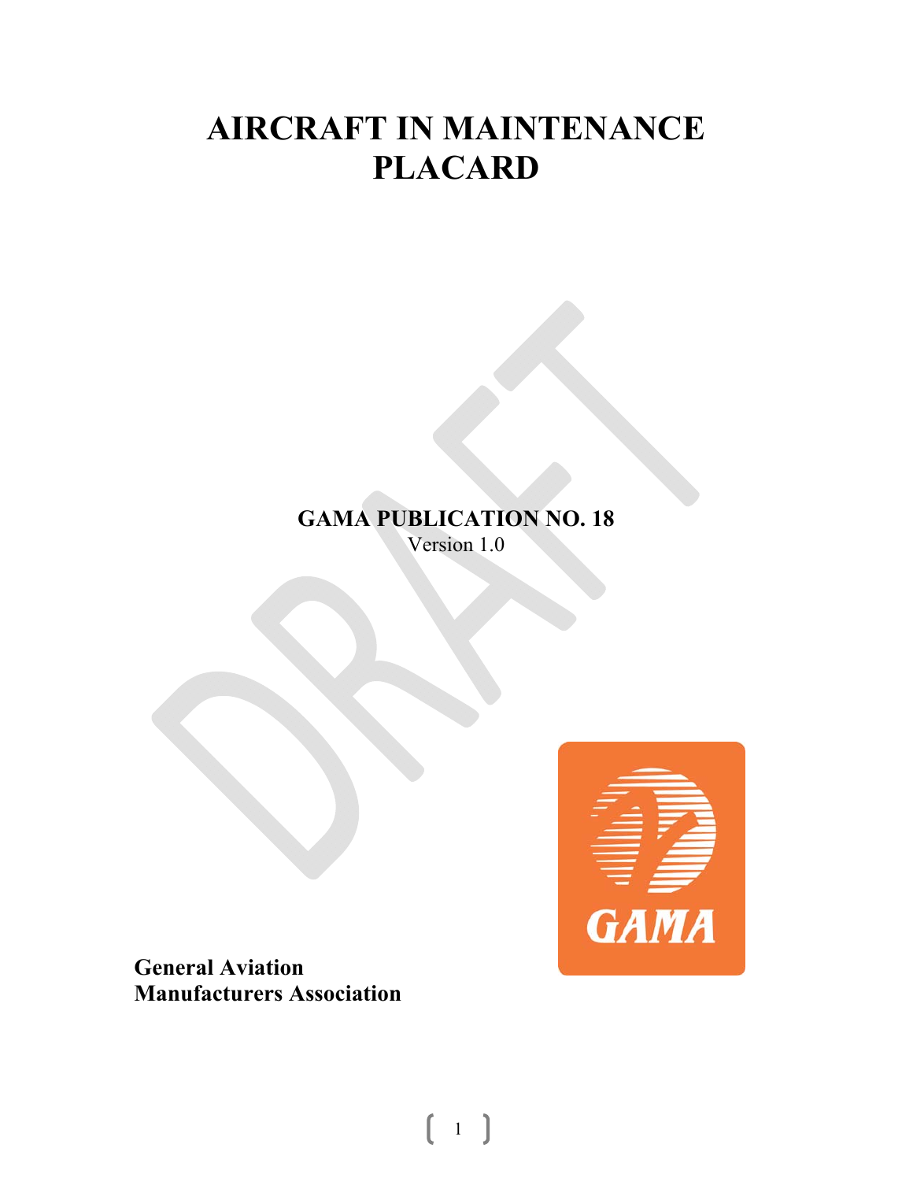# AIRCRAFT IN MAINTENANCE PLACARD

**GAMA PUBLICATION NO. 18**

Version 1.0

**General Aviation Manufacturers Association**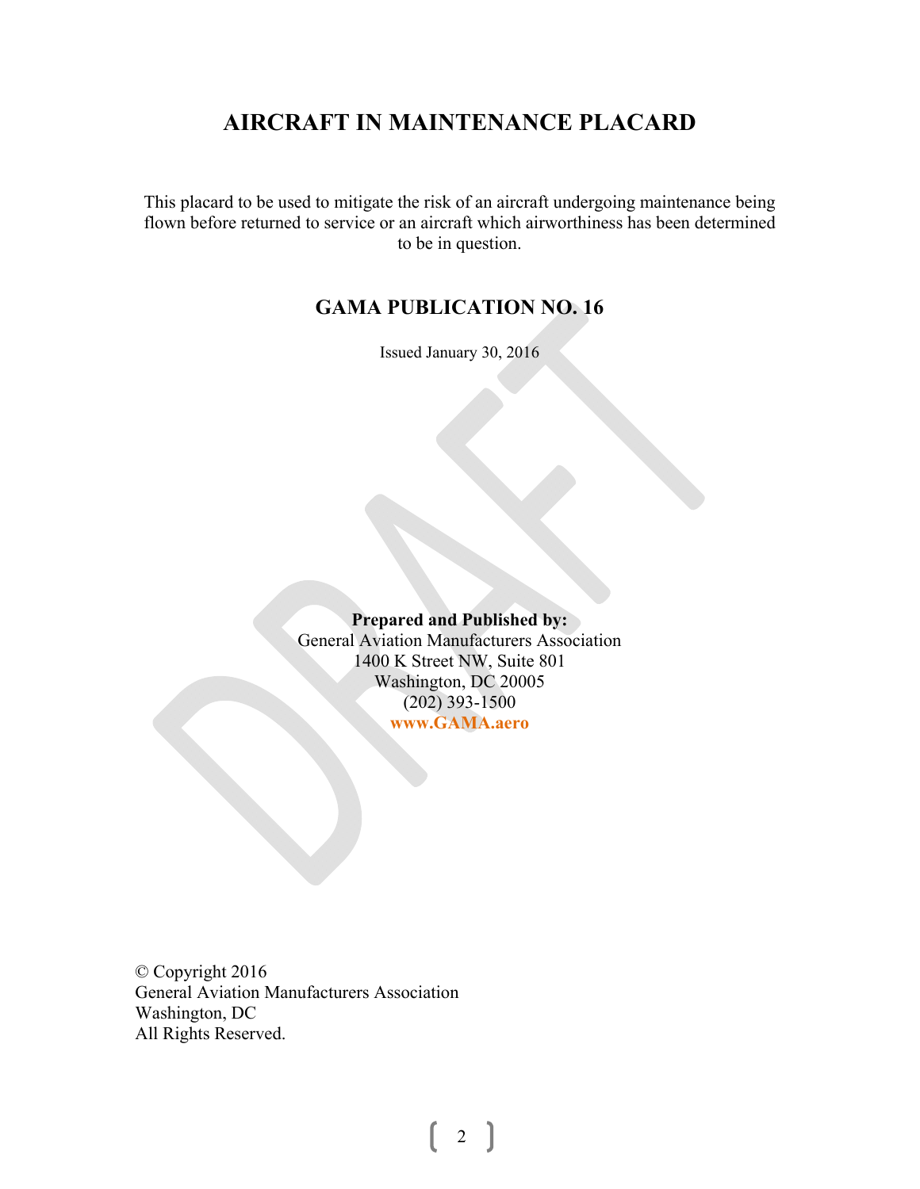# AIRCRAFT IN MAINTENANCE PLACARD

This placard to be used to mitigate the risk of an aircraft undergoing maintenance being flown before returned to service or an aircraft which airworthiness has been determined to be in question.

## GAMA PUBLICATION NO. 16

Issued January 30, 2016

**Prepared and Published by:**
General Aviation Manufacturers Association
1400 K Street NW, Suite 801
Washington, DC 20005
(202) 393-1500
**www.GAMA.aero**

© Copyright 2016
General Aviation Manufacturers Association
Washington, DC
All Rights Reserved.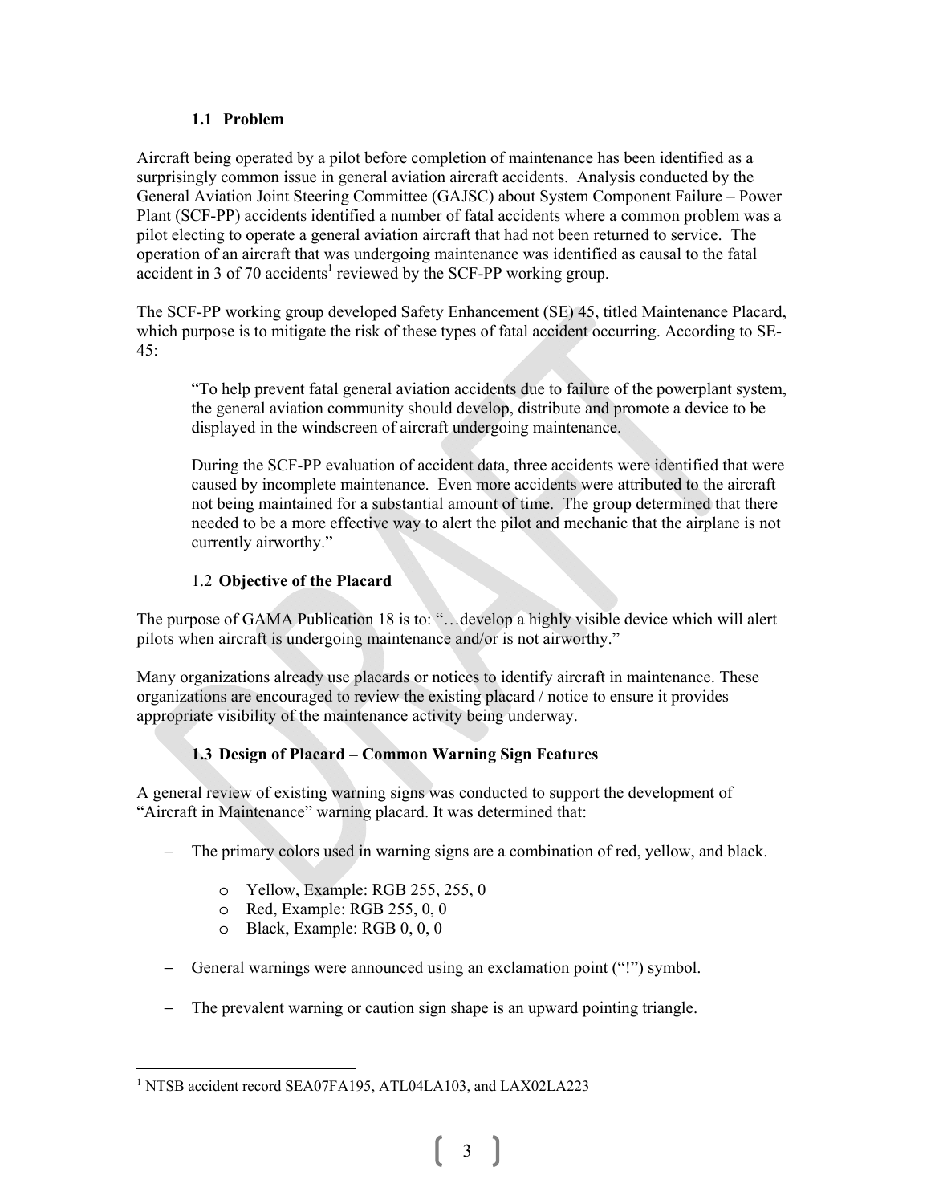### 1.1 Problem

Aircraft being operated by a pilot before completion of maintenance has been identified as a surprisingly common issue in general aviation aircraft accidents. Analysis conducted by the General Aviation Joint Steering Committee (GAJSC) about System Component Failure – Power Plant (SCF-PP) accidents identified a number of fatal accidents where a common problem was a pilot electing to operate a general aviation aircraft that had not been returned to service. The operation of an aircraft that was undergoing maintenance was identified as causal to the fatal accident in 3 of 70 accidents[1] reviewed by the SCF-PP working group.

The SCF-PP working group developed Safety Enhancement (SE) 45, titled Maintenance Placard, which purpose is to mitigate the risk of these types of fatal accident occurring. According to SE-45:

> "To help prevent fatal general aviation accidents due to failure of the powerplant system, the general aviation community should develop, distribute and promote a device to be displayed in the windscreen of aircraft undergoing maintenance.
>
> During the SCF-PP evaluation of accident data, three accidents were identified that were caused by incomplete maintenance. Even more accidents were attributed to the aircraft not being maintained for a substantial amount of time. The group determined that there needed to be a more effective way to alert the pilot and mechanic that the airplane is not currently airworthy."

### 1.2 Objective of the Placard

The purpose of GAMA Publication 18 is to: "…develop a highly visible device which will alert pilots when aircraft is undergoing maintenance and/or is not airworthy."

Many organizations already use placards or notices to identify aircraft in maintenance. These organizations are encouraged to review the existing placard / notice to ensure it provides appropriate visibility of the maintenance activity being underway.

### 1.3 Design of Placard – Common Warning Sign Features

A general review of existing warning signs was conducted to support the development of "Aircraft in Maintenance" warning placard. It was determined that:

- The primary colors used in warning signs are a combination of red, yellow, and black.
  - Yellow, Example: RGB 255, 255, 0
  - Red, Example: RGB 255, 0, 0
  - Black, Example: RGB 0, 0, 0
- General warnings were announced using an exclamation point ("!") symbol.
- The prevalent warning or caution sign shape is an upward pointing triangle.

---

[1] NTSB accident record SEA07FA195, ATL04LA103, and LAX02LA223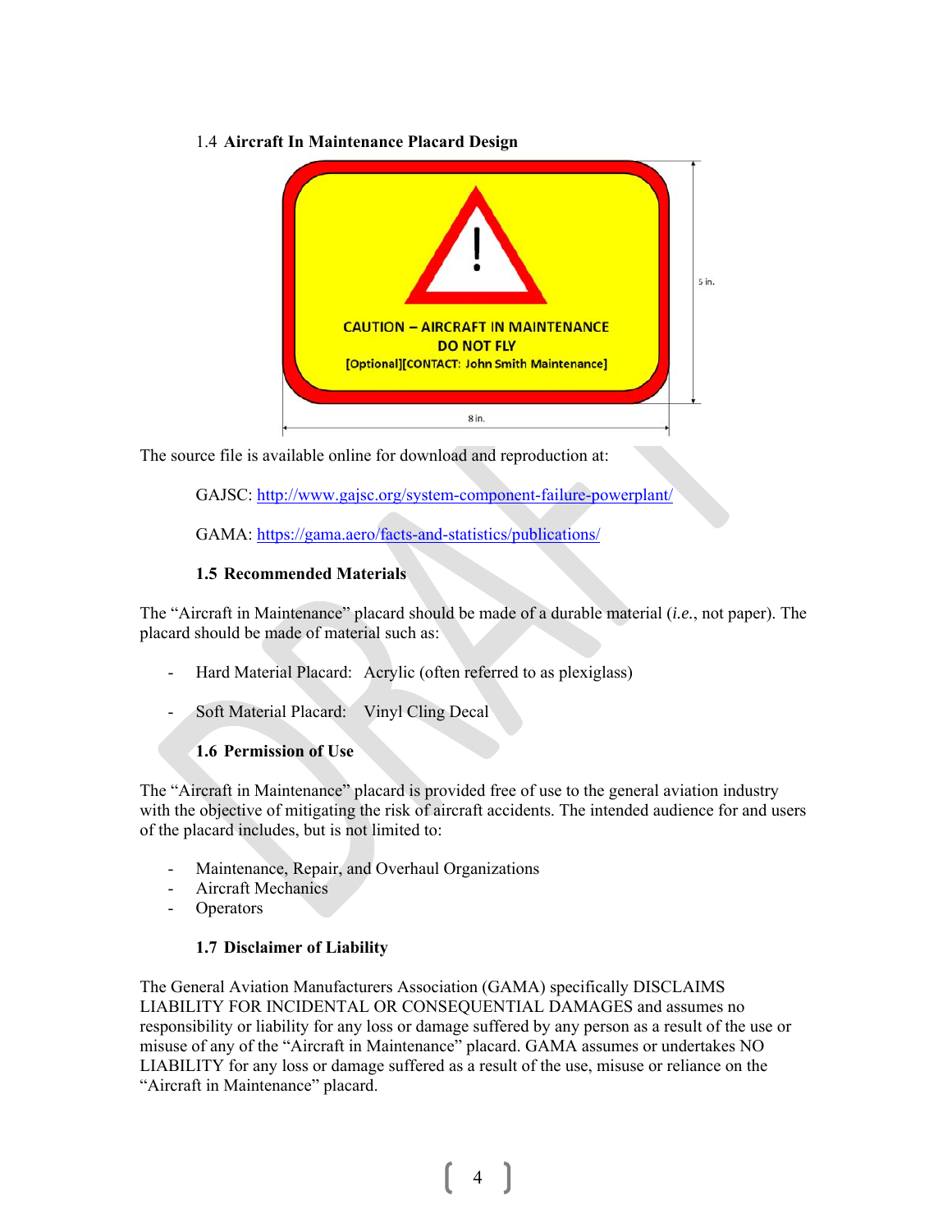### 1.4 Aircraft In Maintenance Placard Design

CAUTION – AIRCRAFT IN MAINTENANCE
DO NOT FLY
[Optional][CONTACT: John Smith Maintenance]

5 in.

8 in.

The source file is available online for download and reproduction at:

GAJSC: http://www.gajsc.org/system-component-failure-powerplant/

GAMA: https://gama.aero/facts-and-statistics/publications/

### 1.5 Recommended Materials

The "Aircraft in Maintenance" placard should be made of a durable material (*i.e.*, not paper). The placard should be made of material such as:

- Hard Material Placard: Acrylic (often referred to as plexiglass)
- Soft Material Placard: Vinyl Cling Decal

### 1.6 Permission of Use

The "Aircraft in Maintenance" placard is provided free of use to the general aviation industry with the objective of mitigating the risk of aircraft accidents. The intended audience for and users of the placard includes, but is not limited to:

- Maintenance, Repair, and Overhaul Organizations
- Aircraft Mechanics
- Operators

### 1.7 Disclaimer of Liability

The General Aviation Manufacturers Association (GAMA) specifically DISCLAIMS LIABILITY FOR INCIDENTAL OR CONSEQUENTIAL DAMAGES and assumes no responsibility or liability for any loss or damage suffered by any person as a result of the use or misuse of any of the "Aircraft in Maintenance" placard. GAMA assumes or undertakes NO LIABILITY for any loss or damage suffered as a result of the use, misuse or reliance on the "Aircraft in Maintenance" placard.